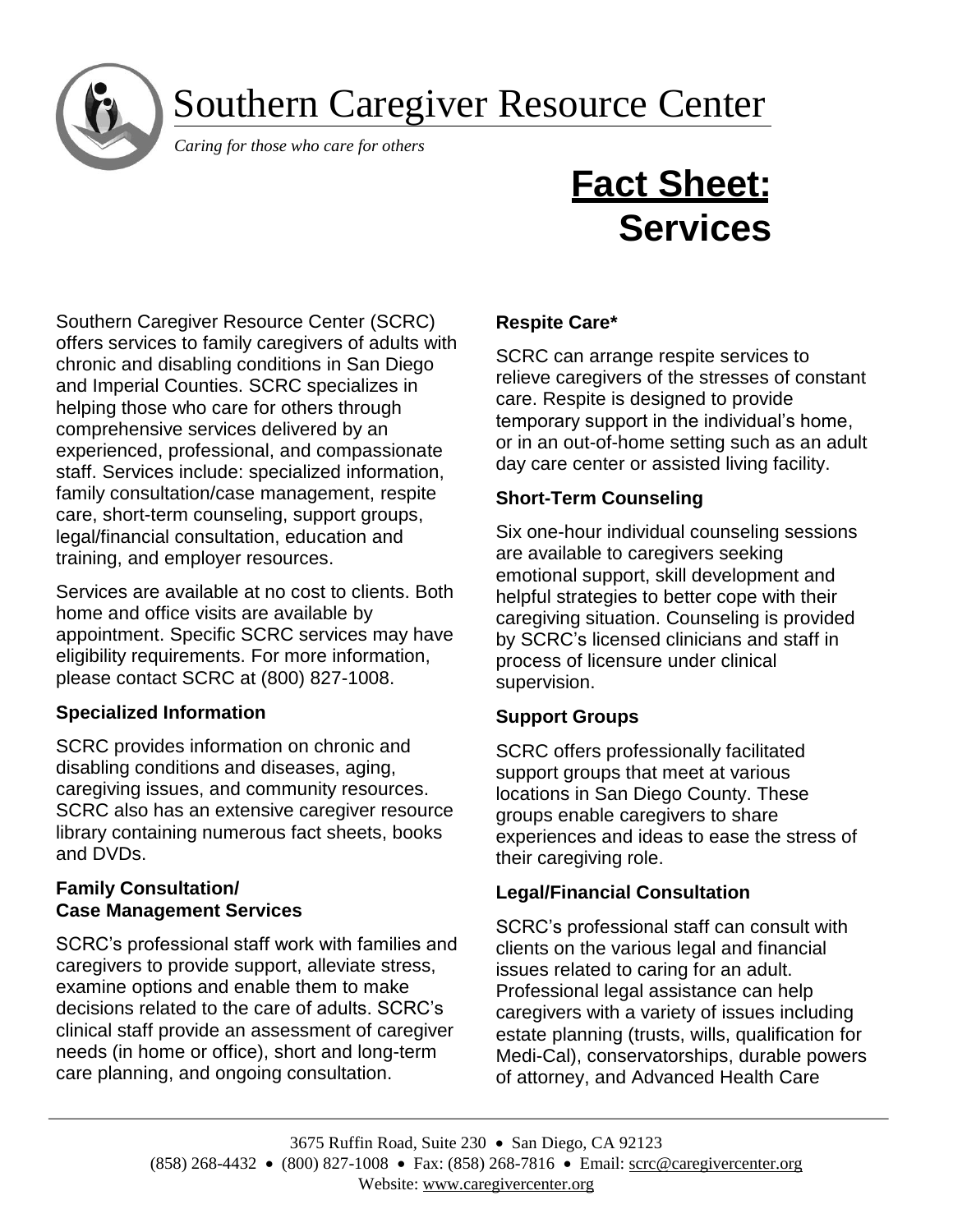# Southern Caregiver Resource Center

*Caring for those who care for others*

# Fact Sheet: Services

Southern Caregiver Resource Center (SCRC) offers services to family caregivers of adults with chronic and disabling conditions in San Diego and Imperial Counties. SCRC specializes in helping those who care for others through comprehensive services delivered by an experienced, professional, and compassionate staff. Services include: specialized information, family consultation/case management, respite care, short-term counseling, support groups, legal/financial consultation, education and training, and employer resources.

Services are available at no cost to clients. Both home and office visits are available by appointment. Specific SCRC services may have eligibility requirements. For more information, please contact SCRC at (800) 827-1008.

### Specialized Information

SCRC provides information on chronic and disabling conditions and diseases, aging, caregiving issues, and community resources. SCRC also has an extensive caregiver resource library containing numerous fact sheets, books and DVDs.

### Family Consultation/ Case Management Services

SCRC's professional staff work with families and caregivers to provide support, alleviate stress, examine options and enable them to make decisions related to the care of adults. SCRC's clinical staff provide an assessment of caregiver needs (in home or office), short and long-term care planning, and ongoing consultation.

### Respite Care*

SCRC can arrange respite services to relieve caregivers of the stresses of constant care. Respite is designed to provide temporary support in the individual's home, or in an out-of-home setting such as an adult day care center or assisted living facility.

### Short-Term Counseling

Six one-hour individual counseling sessions are available to caregivers seeking emotional support, skill development and helpful strategies to better cope with their caregiving situation. Counseling is provided by SCRC's licensed clinicians and staff in process of licensure under clinical supervision.

### Support Groups

SCRC offers professionally facilitated support groups that meet at various locations in San Diego County. These groups enable caregivers to share experiences and ideas to ease the stress of their caregiving role.

### Legal/Financial Consultation

SCRC's professional staff can consult with clients on the various legal and financial issues related to caring for an adult. Professional legal assistance can help caregivers with a variety of issues including estate planning (trusts, wills, qualification for Medi-Cal), conservatorships, durable powers of attorney, and Advanced Health Care

3675 Ruffin Road, Suite 230 • San Diego, CA 92123
(858) 268-4432 • (800) 827-1008 • Fax: (858) 268-7816 • Email: scrc@caregivercenter.org
Website: www.caregivercenter.org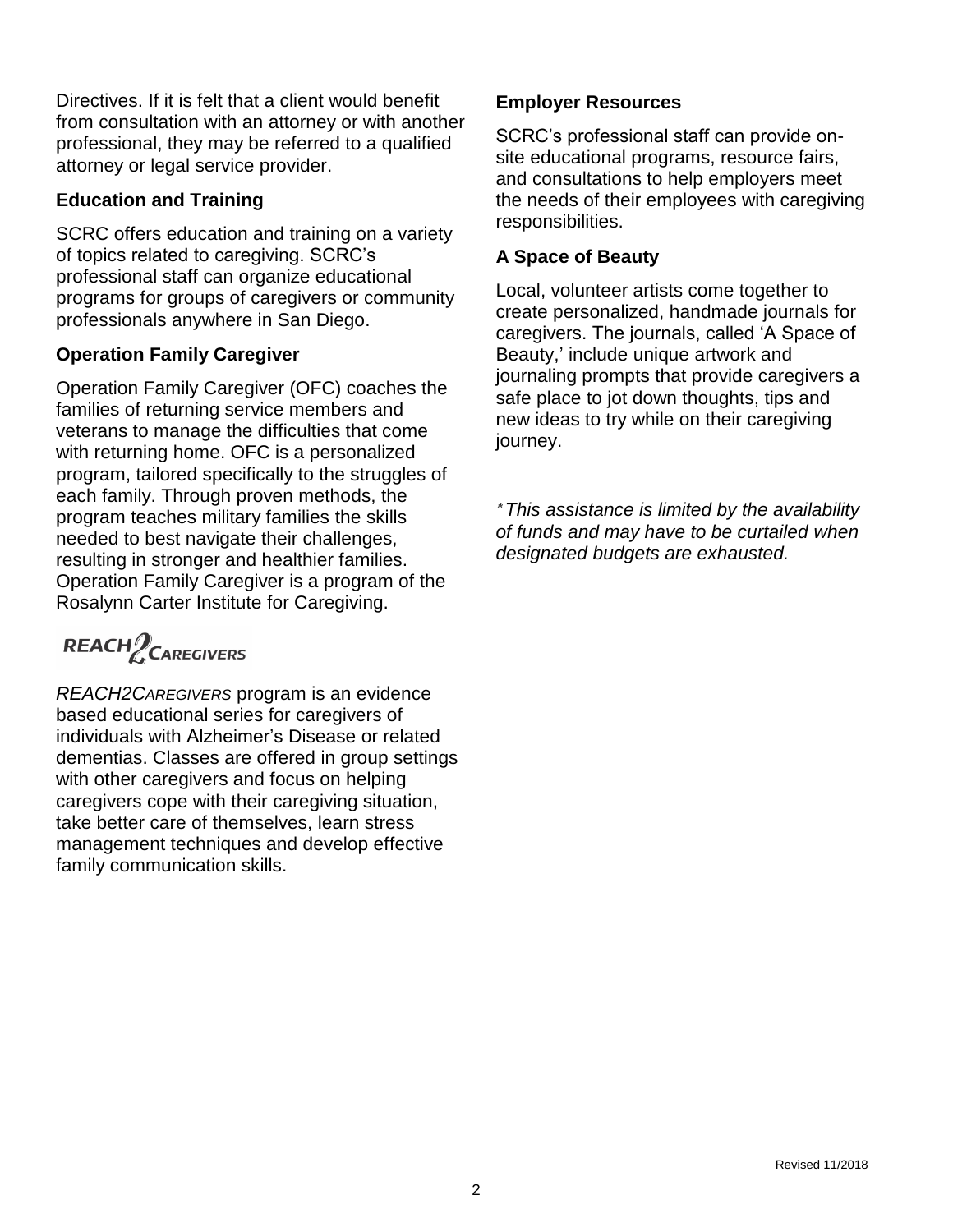Directives. If it is felt that a client would benefit from consultation with an attorney or with another professional, they may be referred to a qualified attorney or legal service provider.

**Education and Training**

SCRC offers education and training on a variety of topics related to caregiving. SCRC's professional staff can organize educational programs for groups of caregivers or community professionals anywhere in San Diego.

**Operation Family Caregiver**

Operation Family Caregiver (OFC) coaches the families of returning service members and veterans to manage the difficulties that come with returning home. OFC is a personalized program, tailored specifically to the struggles of each family. Through proven methods, the program teaches military families the skills needed to best navigate their challenges, resulting in stronger and healthier families. Operation Family Caregiver is a program of the Rosalynn Carter Institute for Caregiving.

**REACH2CAREGIVERS**

*REACH2CAREGIVERS* program is an evidence based educational series for caregivers of individuals with Alzheimer's Disease or related dementias. Classes are offered in group settings with other caregivers and focus on helping caregivers cope with their caregiving situation, take better care of themselves, learn stress management techniques and develop effective family communication skills.

**Employer Resources**

SCRC's professional staff can provide on-site educational programs, resource fairs, and consultations to help employers meet the needs of their employees with caregiving responsibilities.

**A Space of Beauty**

Local, volunteer artists come together to create personalized, handmade journals for caregivers. The journals, called 'A Space of Beauty,' include unique artwork and journaling prompts that provide caregivers a safe place to jot down thoughts, tips and new ideas to try while on their caregiving journey.

*\* This assistance is limited by the availability of funds and may have to be curtailed when designated budgets are exhausted.*

Revised 11/2018